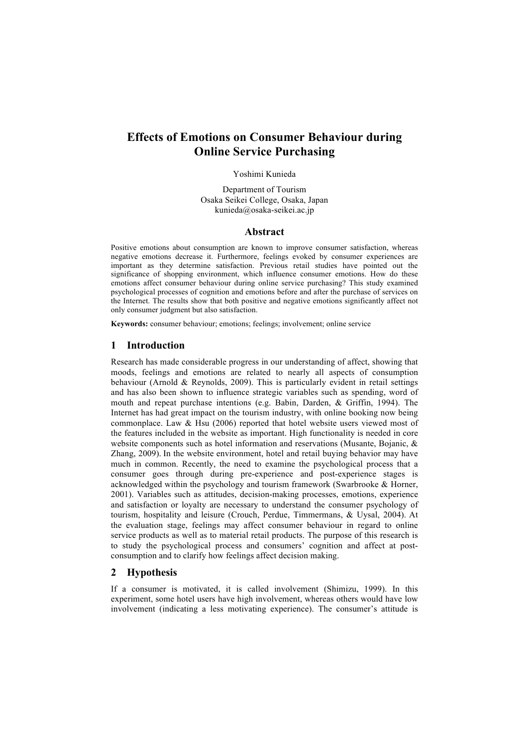# Effects of Emotions on Consumer Behaviour during Online Service Purchasing

Yoshimi Kunieda

Department of Tourism
Osaka Seikei College, Osaka, Japan
kunieda@osaka-seikei.ac.jp

## Abstract

Positive emotions about consumption are known to improve consumer satisfaction, whereas negative emotions decrease it. Furthermore, feelings evoked by consumer experiences are important as they determine satisfaction. Previous retail studies have pointed out the significance of shopping environment, which influence consumer emotions. How do these emotions affect consumer behaviour during online service purchasing? This study examined psychological processes of cognition and emotions before and after the purchase of services on the Internet. The results show that both positive and negative emotions significantly affect not only consumer judgment but also satisfaction.

**Keywords:** consumer behaviour; emotions; feelings; involvement; online service

## 1 Introduction

Research has made considerable progress in our understanding of affect, showing that moods, feelings and emotions are related to nearly all aspects of consumption behaviour (Arnold & Reynolds, 2009). This is particularly evident in retail settings and has also been shown to influence strategic variables such as spending, word of mouth and repeat purchase intentions (e.g. Babin, Darden, & Griffin, 1994). The Internet has had great impact on the tourism industry, with online booking now being commonplace. Law & Hsu (2006) reported that hotel website users viewed most of the features included in the website as important. High functionality is needed in core website components such as hotel information and reservations (Musante, Bojanic, & Zhang, 2009). In the website environment, hotel and retail buying behavior may have much in common. Recently, the need to examine the psychological process that a consumer goes through during pre-experience and post-experience stages is acknowledged within the psychology and tourism framework (Swarbrooke & Horner, 2001). Variables such as attitudes, decision-making processes, emotions, experience and satisfaction or loyalty are necessary to understand the consumer psychology of tourism, hospitality and leisure (Crouch, Perdue, Timmermans, & Uysal, 2004). At the evaluation stage, feelings may affect consumer behaviour in regard to online service products as well as to material retail products. The purpose of this research is to study the psychological process and consumers' cognition and affect at post-consumption and to clarify how feelings affect decision making.

## 2 Hypothesis

If a consumer is motivated, it is called involvement (Shimizu, 1999). In this experiment, some hotel users have high involvement, whereas others would have low involvement (indicating a less motivating experience). The consumer's attitude is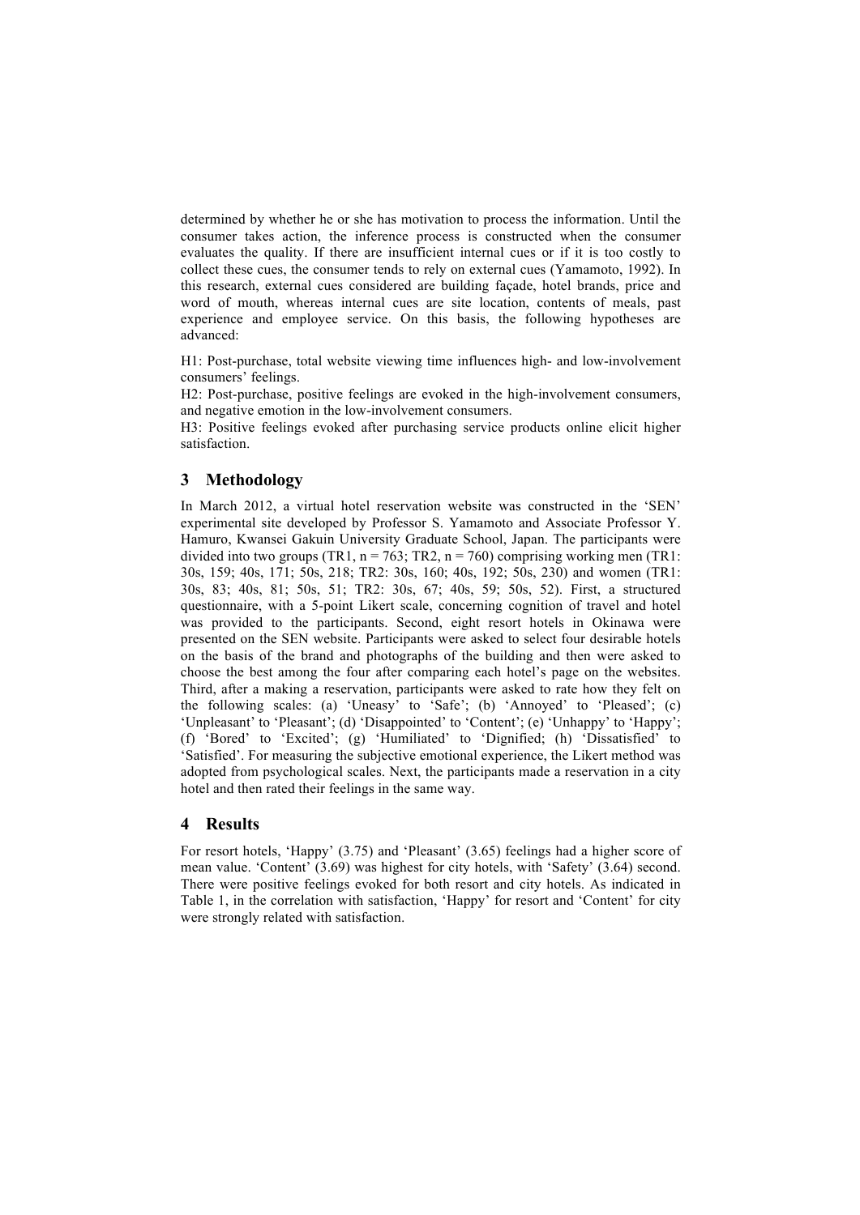determined by whether he or she has motivation to process the information. Until the consumer takes action, the inference process is constructed when the consumer evaluates the quality. If there are insufficient internal cues or if it is too costly to collect these cues, the consumer tends to rely on external cues (Yamamoto, 1992). In this research, external cues considered are building façade, hotel brands, price and word of mouth, whereas internal cues are site location, contents of meals, past experience and employee service. On this basis, the following hypotheses are advanced:

H1: Post-purchase, total website viewing time influences high- and low-involvement consumers' feelings.
H2: Post-purchase, positive feelings are evoked in the high-involvement consumers, and negative emotion in the low-involvement consumers.
H3: Positive feelings evoked after purchasing service products online elicit higher satisfaction.

## 3 Methodology

In March 2012, a virtual hotel reservation website was constructed in the 'SEN' experimental site developed by Professor S. Yamamoto and Associate Professor Y. Hamuro, Kwansei Gakuin University Graduate School, Japan. The participants were divided into two groups (TR1, n = 763; TR2, n = 760) comprising working men (TR1: 30s, 159; 40s, 171; 50s, 218; TR2: 30s, 160; 40s, 192; 50s, 230) and women (TR1: 30s, 83; 40s, 81; 50s, 51; TR2: 30s, 67; 40s, 59; 50s, 52). First, a structured questionnaire, with a 5-point Likert scale, concerning cognition of travel and hotel was provided to the participants. Second, eight resort hotels in Okinawa were presented on the SEN website. Participants were asked to select four desirable hotels on the basis of the brand and photographs of the building and then were asked to choose the best among the four after comparing each hotel's page on the websites. Third, after a making a reservation, participants were asked to rate how they felt on the following scales: (a) 'Uneasy' to 'Safe'; (b) 'Annoyed' to 'Pleased'; (c) 'Unpleasant' to 'Pleasant'; (d) 'Disappointed' to 'Content'; (e) 'Unhappy' to 'Happy'; (f) 'Bored' to 'Excited'; (g) 'Humiliated' to 'Dignified; (h) 'Dissatisfied' to 'Satisfied'. For measuring the subjective emotional experience, the Likert method was adopted from psychological scales. Next, the participants made a reservation in a city hotel and then rated their feelings in the same way.

## 4 Results

For resort hotels, 'Happy' (3.75) and 'Pleasant' (3.65) feelings had a higher score of mean value. 'Content' (3.69) was highest for city hotels, with 'Safety' (3.64) second. There were positive feelings evoked for both resort and city hotels. As indicated in Table 1, in the correlation with satisfaction, 'Happy' for resort and 'Content' for city were strongly related with satisfaction.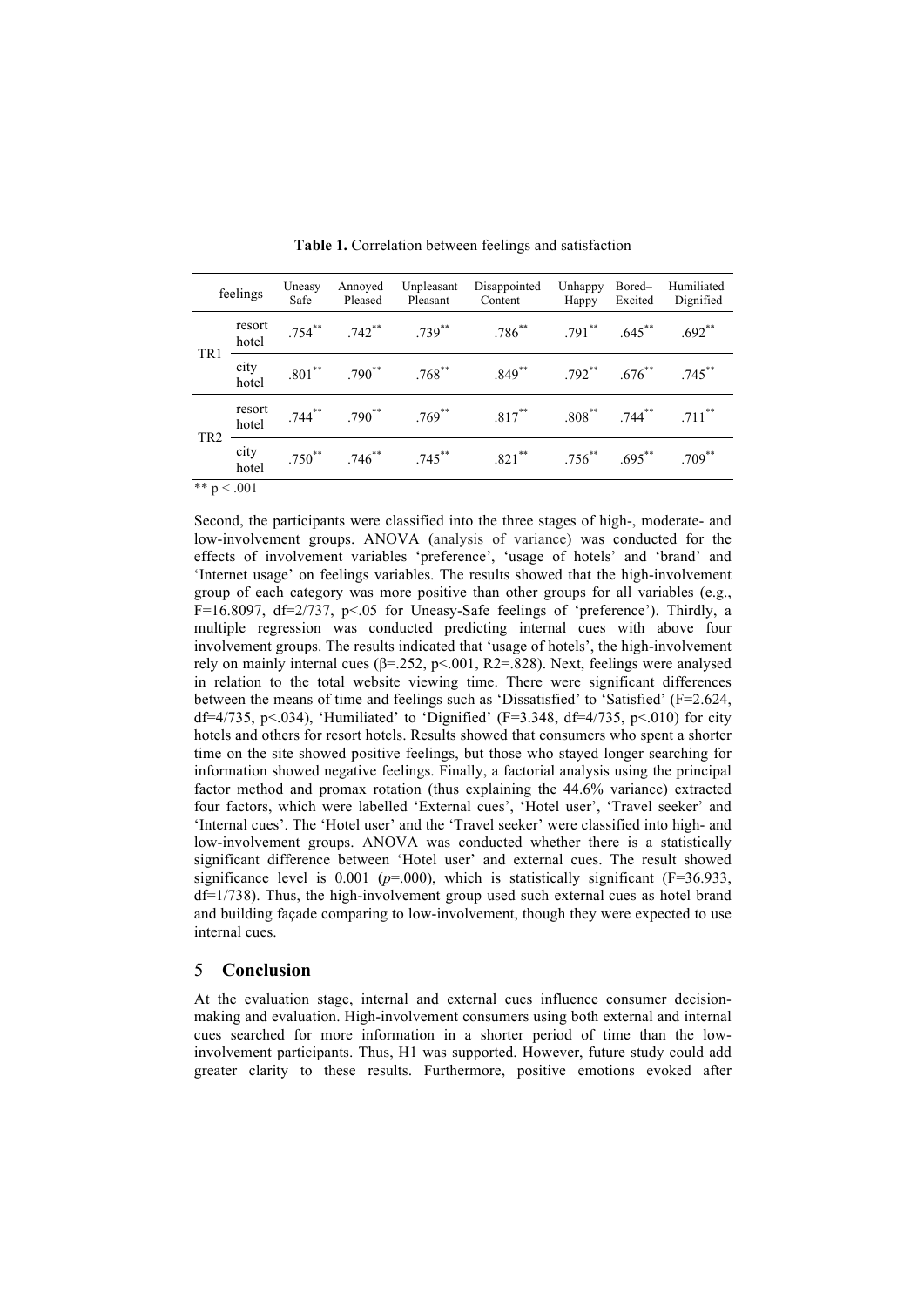**Table 1.** Correlation between feelings and satisfaction

| feelings | | Uneasy –Safe | Annoyed –Pleased | Unpleasant –Pleasant | Disappointed –Content | Unhappy –Happy | Bored– Excited | Humiliated –Dignified |
|---|---|---|---|---|---|---|---|---|
| TR1 | resort hotel | .754** | .742** | .739** | .786** | .791** | .645** | .692** |
| | city hotel | .801** | .790** | .768** | .849** | .792** | .676** | .745** |
| TR2 | resort hotel | .744** | .790** | .769** | .817** | .808** | .744** | .711** |
| | city hotel | .750** | .746** | .745** | .821** | .756** | .695** | .709** |

** $p < .001$

Second, the participants were classified into the three stages of high-, moderate- and low-involvement groups. ANOVA (analysis of variance) was conducted for the effects of involvement variables 'preference', 'usage of hotels' and 'brand' and 'Internet usage' on feelings variables. The results showed that the high-involvement group of each category was more positive than other groups for all variables (e.g., F=16.8097, df=2/737, p<.05 for Uneasy-Safe feelings of 'preference'). Thirdly, a multiple regression was conducted predicting internal cues with above four involvement groups. The results indicated that 'usage of hotels', the high-involvement rely on mainly internal cues (β=.252, p<.001, R2=.828). Next, feelings were analysed in relation to the total website viewing time. There were significant differences between the means of time and feelings such as 'Dissatisfied' to 'Satisfied' (F=2.624, df=4/735, p<.034), 'Humiliated' to 'Dignified' (F=3.348, df=4/735, p<.010) for city hotels and others for resort hotels. Results showed that consumers who spent a shorter time on the site showed positive feelings, but those who stayed longer searching for information showed negative feelings. Finally, a factorial analysis using the principal factor method and promax rotation (thus explaining the 44.6% variance) extracted four factors, which were labelled 'External cues', 'Hotel user', 'Travel seeker' and 'Internal cues'. The 'Hotel user' and the 'Travel seeker' were classified into high- and low-involvement groups. ANOVA was conducted whether there is a statistically significant difference between 'Hotel user' and external cues. The result showed significance level is 0.001 (*p*=.000), which is statistically significant (F=36.933, df=1/738). Thus, the high-involvement group used such external cues as hotel brand and building façade comparing to low-involvement, though they were expected to use internal cues.

## 5 Conclusion

At the evaluation stage, internal and external cues influence consumer decision-making and evaluation. High-involvement consumers using both external and internal cues searched for more information in a shorter period of time than the low-involvement participants. Thus, H1 was supported. However, future study could add greater clarity to these results. Furthermore, positive emotions evoked after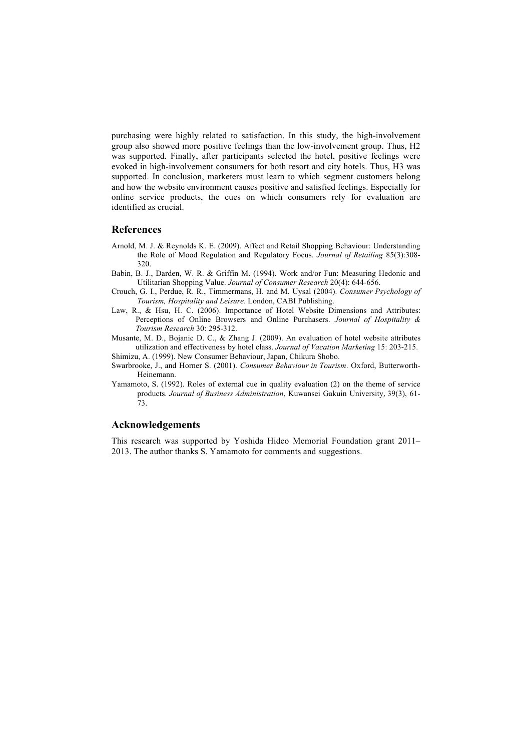purchasing were highly related to satisfaction. In this study, the high-involvement group also showed more positive feelings than the low-involvement group. Thus, H2 was supported. Finally, after participants selected the hotel, positive feelings were evoked in high-involvement consumers for both resort and city hotels. Thus, H3 was supported. In conclusion, marketers must learn to which segment customers belong and how the website environment causes positive and satisfied feelings. Especially for online service products, the cues on which consumers rely for evaluation are identified as crucial.

## References

Arnold, M. J. & Reynolds K. E. (2009). Affect and Retail Shopping Behaviour: Understanding the Role of Mood Regulation and Regulatory Focus. *Journal of Retailing* 85(3):308-320.

Babin, B. J., Darden, W. R. & Griffin M. (1994). Work and/or Fun: Measuring Hedonic and Utilitarian Shopping Value. *Journal of Consumer Research* 20(4): 644-656.

Crouch, G. I., Perdue, R. R., Timmermans, H. and M. Uysal (2004). *Consumer Psychology of Tourism, Hospitality and Leisure*. London, CABI Publishing.

Law, R., & Hsu, H. C. (2006). Importance of Hotel Website Dimensions and Attributes: Perceptions of Online Browsers and Online Purchasers. *Journal of Hospitality & Tourism Research* 30: 295-312.

Musante, M. D., Bojanic D. C., & Zhang J. (2009). An evaluation of hotel website attributes utilization and effectiveness by hotel class. *Journal of Vacation Marketing* 15: 203-215.

Shimizu, A. (1999). New Consumer Behaviour, Japan, Chikura Shobo.

Swarbrooke, J., and Horner S. (2001). *Consumer Behaviour in Tourism*. Oxford, Butterworth-Heinemann.

Yamamoto, S. (1992). Roles of external cue in quality evaluation (2) on the theme of service products. *Journal of Business Administration*, Kuwansei Gakuin University, 39(3), 61-73.

## Acknowledgements

This research was supported by Yoshida Hideo Memorial Foundation grant 2011–2013. The author thanks S. Yamamoto for comments and suggestions.